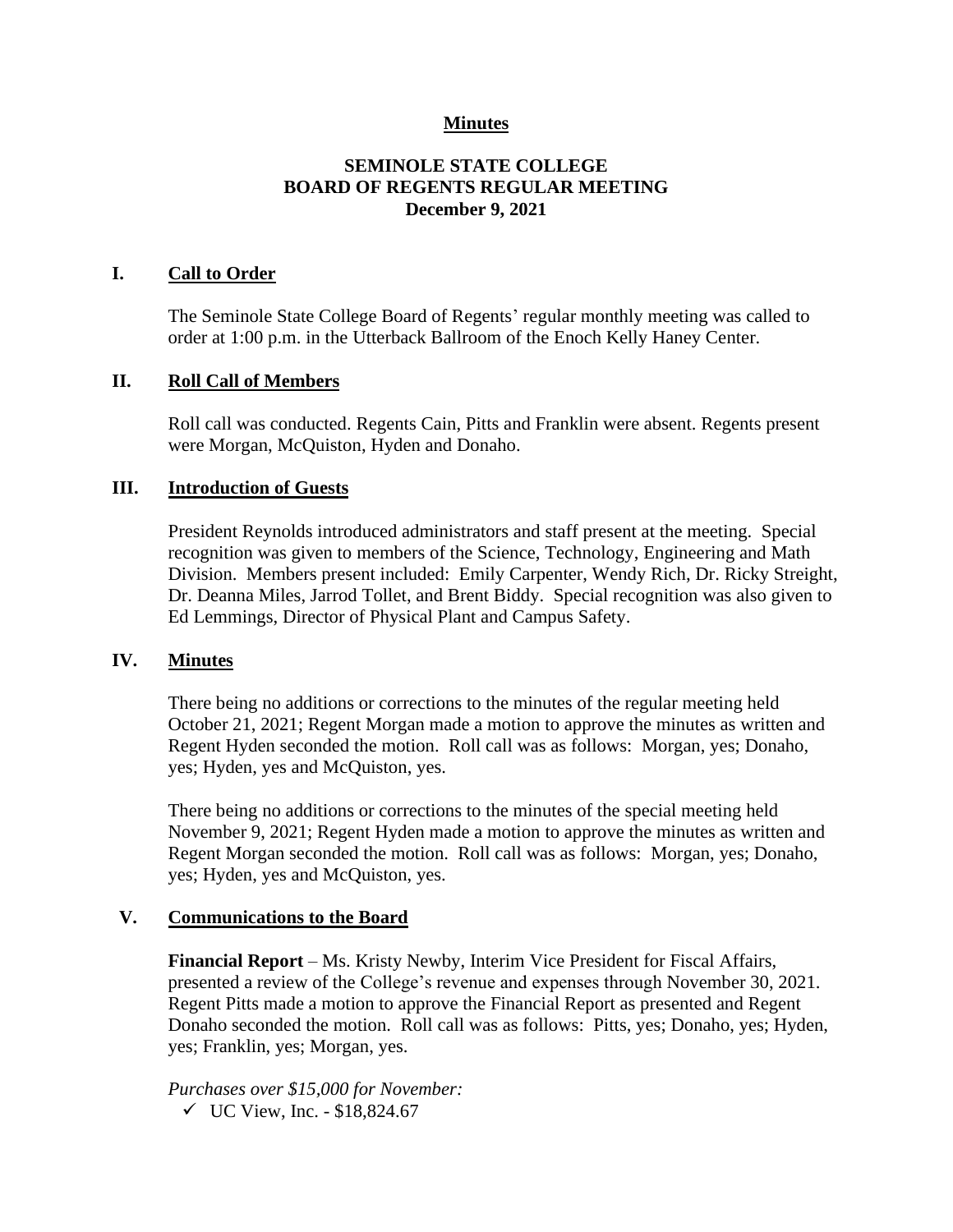**Minutes**

# SEMINOLE STATE COLLEGE BOARD OF REGENTS REGULAR MEETING December 9, 2021

## I. Call to Order

The Seminole State College Board of Regents' regular monthly meeting was called to order at 1:00 p.m. in the Utterback Ballroom of the Enoch Kelly Haney Center.

## II. Roll Call of Members

Roll call was conducted. Regents Cain, Pitts and Franklin were absent. Regents present were Morgan, McQuiston, Hyden and Donaho.

## III. Introduction of Guests

President Reynolds introduced administrators and staff present at the meeting. Special recognition was given to members of the Science, Technology, Engineering and Math Division. Members present included: Emily Carpenter, Wendy Rich, Dr. Ricky Streight, Dr. Deanna Miles, Jarrod Tollet, and Brent Biddy. Special recognition was also given to Ed Lemmings, Director of Physical Plant and Campus Safety.

## IV. Minutes

There being no additions or corrections to the minutes of the regular meeting held October 21, 2021; Regent Morgan made a motion to approve the minutes as written and Regent Hyden seconded the motion. Roll call was as follows: Morgan, yes; Donaho, yes; Hyden, yes and McQuiston, yes.

There being no additions or corrections to the minutes of the special meeting held November 9, 2021; Regent Hyden made a motion to approve the minutes as written and Regent Morgan seconded the motion. Roll call was as follows: Morgan, yes; Donaho, yes; Hyden, yes and McQuiston, yes.

## V. Communications to the Board

**Financial Report** – Ms. Kristy Newby, Interim Vice President for Fiscal Affairs, presented a review of the College's revenue and expenses through November 30, 2021. Regent Pitts made a motion to approve the Financial Report as presented and Regent Donaho seconded the motion. Roll call was as follows: Pitts, yes; Donaho, yes; Hyden, yes; Franklin, yes; Morgan, yes.

*Purchases over $15,000 for November:*

- ✓ UC View, Inc. - $18,824.67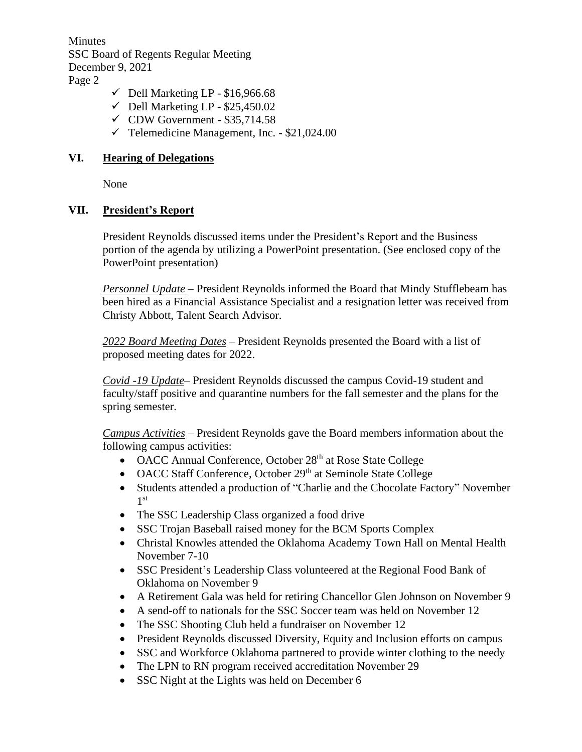- ✓ Dell Marketing LP - $16,966.68
- ✓ Dell Marketing LP - $25,450.02
- ✓ CDW Government - $35,714.58
- ✓ Telemedicine Management, Inc. - $21,024.00

## VI. Hearing of Delegations

None

## VII. President's Report

President Reynolds discussed items under the President's Report and the Business portion of the agenda by utilizing a PowerPoint presentation. (See enclosed copy of the PowerPoint presentation)

*Personnel Update* – President Reynolds informed the Board that Mindy Stufflebeam has been hired as a Financial Assistance Specialist and a resignation letter was received from Christy Abbott, Talent Search Advisor.

*2022 Board Meeting Dates* – President Reynolds presented the Board with a list of proposed meeting dates for 2022.

*Covid -19 Update*– President Reynolds discussed the campus Covid-19 student and faculty/staff positive and quarantine numbers for the fall semester and the plans for the spring semester.

*Campus Activities* – President Reynolds gave the Board members information about the following campus activities:

- OACC Annual Conference, October 28th at Rose State College
- OACC Staff Conference, October 29th at Seminole State College
- Students attended a production of "Charlie and the Chocolate Factory" November 1st
- The SSC Leadership Class organized a food drive
- SSC Trojan Baseball raised money for the BCM Sports Complex
- Christal Knowles attended the Oklahoma Academy Town Hall on Mental Health November 7-10
- SSC President's Leadership Class volunteered at the Regional Food Bank of Oklahoma on November 9
- A Retirement Gala was held for retiring Chancellor Glen Johnson on November 9
- A send-off to nationals for the SSC Soccer team was held on November 12
- The SSC Shooting Club held a fundraiser on November 12
- President Reynolds discussed Diversity, Equity and Inclusion efforts on campus
- SSC and Workforce Oklahoma partnered to provide winter clothing to the needy
- The LPN to RN program received accreditation November 29
- SSC Night at the Lights was held on December 6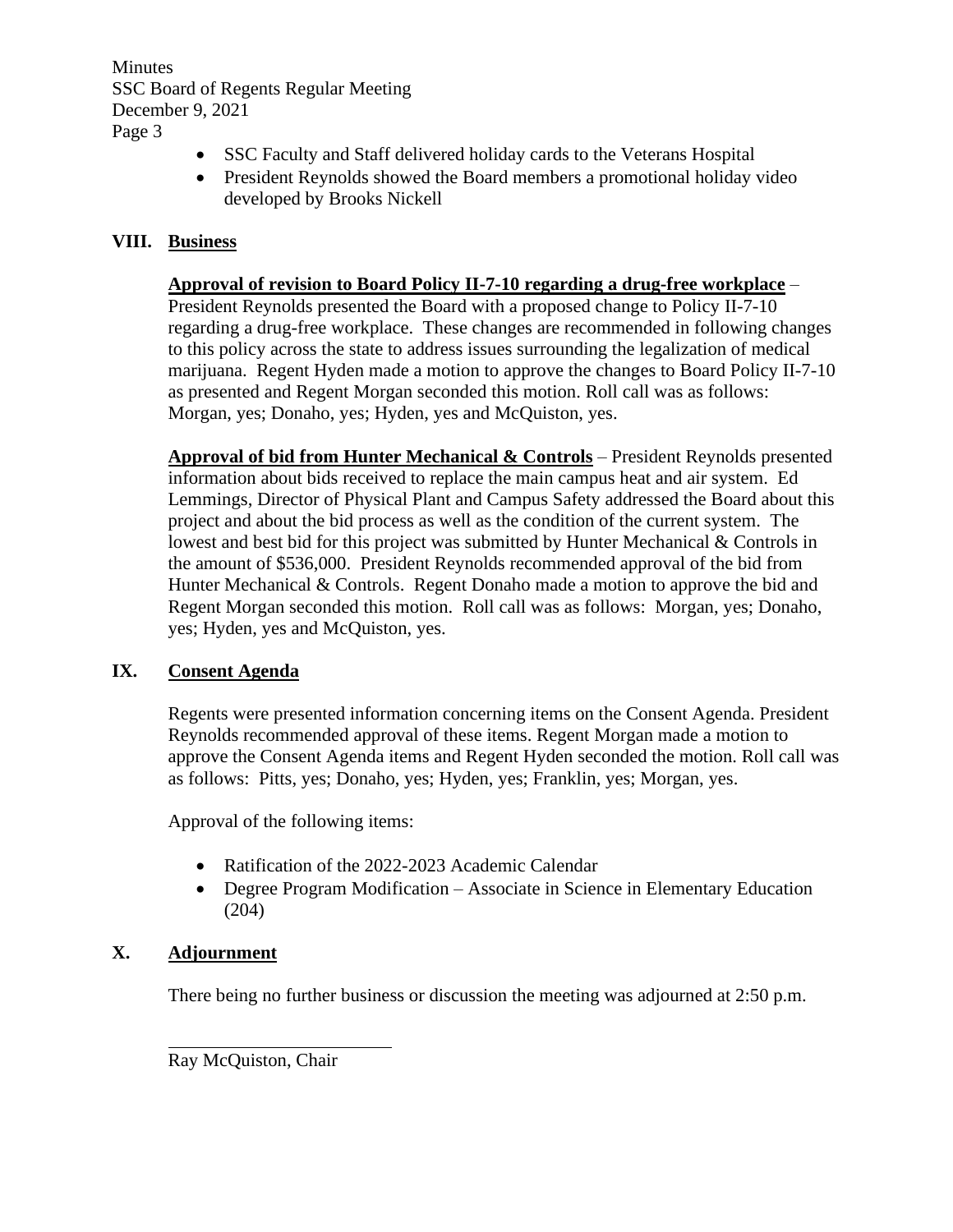- SSC Faculty and Staff delivered holiday cards to the Veterans Hospital
- President Reynolds showed the Board members a promotional holiday video developed by Brooks Nickell

## VIII. Business

**Approval of revision to Board Policy II-7-10 regarding a drug-free workplace** – President Reynolds presented the Board with a proposed change to Policy II-7-10 regarding a drug-free workplace. These changes are recommended in following changes to this policy across the state to address issues surrounding the legalization of medical marijuana. Regent Hyden made a motion to approve the changes to Board Policy II-7-10 as presented and Regent Morgan seconded this motion. Roll call was as follows: Morgan, yes; Donaho, yes; Hyden, yes and McQuiston, yes.

**Approval of bid from Hunter Mechanical & Controls** – President Reynolds presented information about bids received to replace the main campus heat and air system. Ed Lemmings, Director of Physical Plant and Campus Safety addressed the Board about this project and about the bid process as well as the condition of the current system. The lowest and best bid for this project was submitted by Hunter Mechanical & Controls in the amount of $536,000. President Reynolds recommended approval of the bid from Hunter Mechanical & Controls. Regent Donaho made a motion to approve the bid and Regent Morgan seconded this motion. Roll call was as follows: Morgan, yes; Donaho, yes; Hyden, yes and McQuiston, yes.

## IX. Consent Agenda

Regents were presented information concerning items on the Consent Agenda. President Reynolds recommended approval of these items. Regent Morgan made a motion to approve the Consent Agenda items and Regent Hyden seconded the motion. Roll call was as follows: Pitts, yes; Donaho, yes; Hyden, yes; Franklin, yes; Morgan, yes.

Approval of the following items:

- Ratification of the 2022-2023 Academic Calendar
- Degree Program Modification – Associate in Science in Elementary Education (204)

## X. Adjournment

There being no further business or discussion the meeting was adjourned at 2:50 p.m.

\_\_\_\_\_\_\_\_\_\_\_\_\_\_\_\_\_\_\_\_\_\_\_\_

Ray McQuiston, Chair